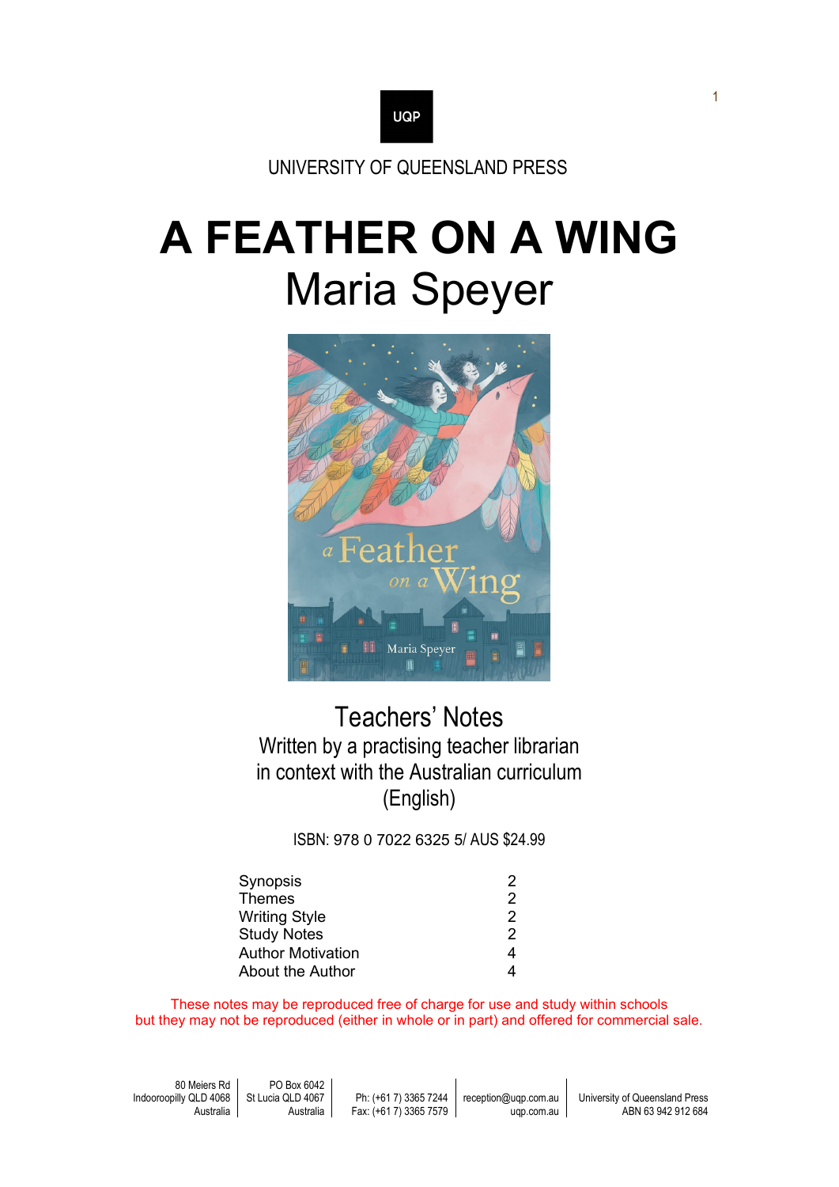UQP

UNIVERSITY OF QUEENSLAND PRESS

# A FEATHER ON A WING

## Maria Speyer

## Teachers' Notes

Written by a practising teacher librarian
in context with the Australian curriculum
(English)

ISBN: 978 0 7022 6325 5/ AUS $24.99

| | |
|---|---|
| Synopsis | 2 |
| Themes | 2 |
| Writing Style | 2 |
| Study Notes | 2 |
| Author Motivation | 4 |
| About the Author | 4 |

These notes may be reproduced free of charge for use and study within schools but they may not be reproduced (either in whole or in part) and offered for commercial sale.

80 Meiers Rd
Indooroopilly QLD 4068
Australia

PO Box 6042
St Lucia QLD 4067
Australia

Ph: (+61 7) 3365 7244
Fax: (+61 7) 3365 7579

reception@uqp.com.au
uqp.com.au

University of Queensland Press
ABN 63 942 912 684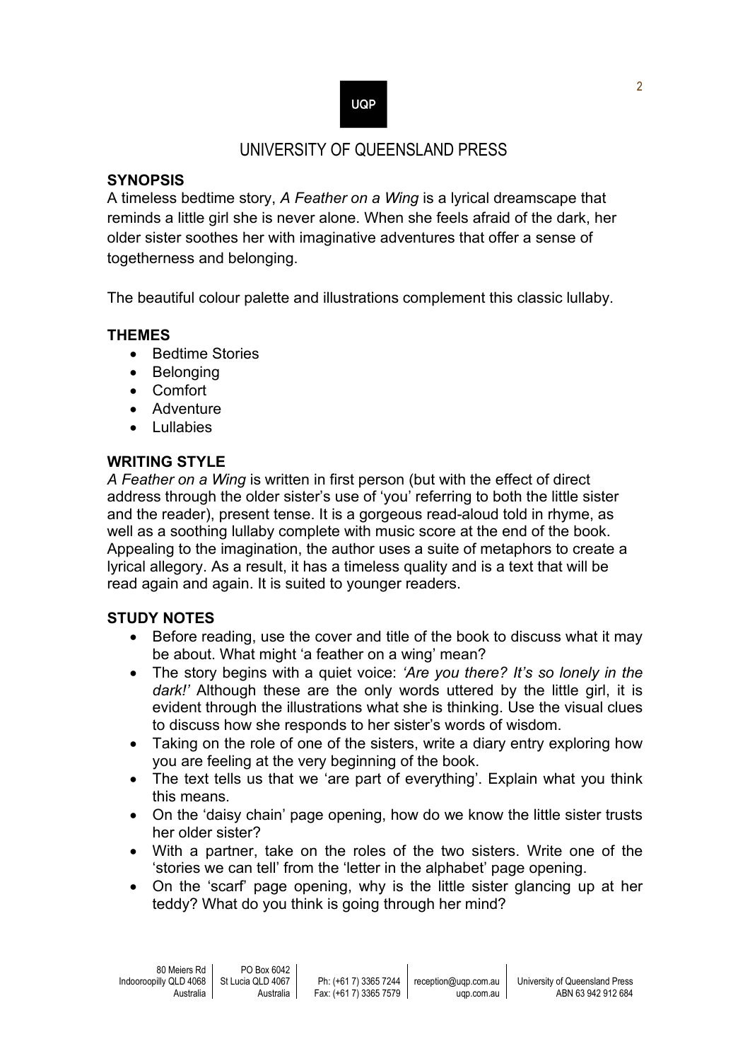UNIVERSITY OF QUEENSLAND PRESS

**SYNOPSIS**

A timeless bedtime story, *A Feather on a Wing* is a lyrical dreamscape that reminds a little girl she is never alone. When she feels afraid of the dark, her older sister soothes her with imaginative adventures that offer a sense of togetherness and belonging.

The beautiful colour palette and illustrations complement this classic lullaby.

**THEMES**

- Bedtime Stories
- Belonging
- Comfort
- Adventure
- Lullabies

**WRITING STYLE**

*A Feather on a Wing* is written in first person (but with the effect of direct address through the older sister's use of 'you' referring to both the little sister and the reader), present tense. It is a gorgeous read-aloud told in rhyme, as well as a soothing lullaby complete with music score at the end of the book. Appealing to the imagination, the author uses a suite of metaphors to create a lyrical allegory. As a result, it has a timeless quality and is a text that will be read again and again. It is suited to younger readers.

**STUDY NOTES**

- Before reading, use the cover and title of the book to discuss what it may be about. What might 'a feather on a wing' mean?
- The story begins with a quiet voice: *'Are you there? It's so lonely in the dark!'* Although these are the only words uttered by the little girl, it is evident through the illustrations what she is thinking. Use the visual clues to discuss how she responds to her sister's words of wisdom.
- Taking on the role of one of the sisters, write a diary entry exploring how you are feeling at the very beginning of the book.
- The text tells us that we 'are part of everything'. Explain what you think this means.
- On the 'daisy chain' page opening, how do we know the little sister trusts her older sister?
- With a partner, take on the roles of the two sisters. Write one of the 'stories we can tell' from the 'letter in the alphabet' page opening.
- On the 'scarf' page opening, why is the little sister glancing up at her teddy? What do you think is going through her mind?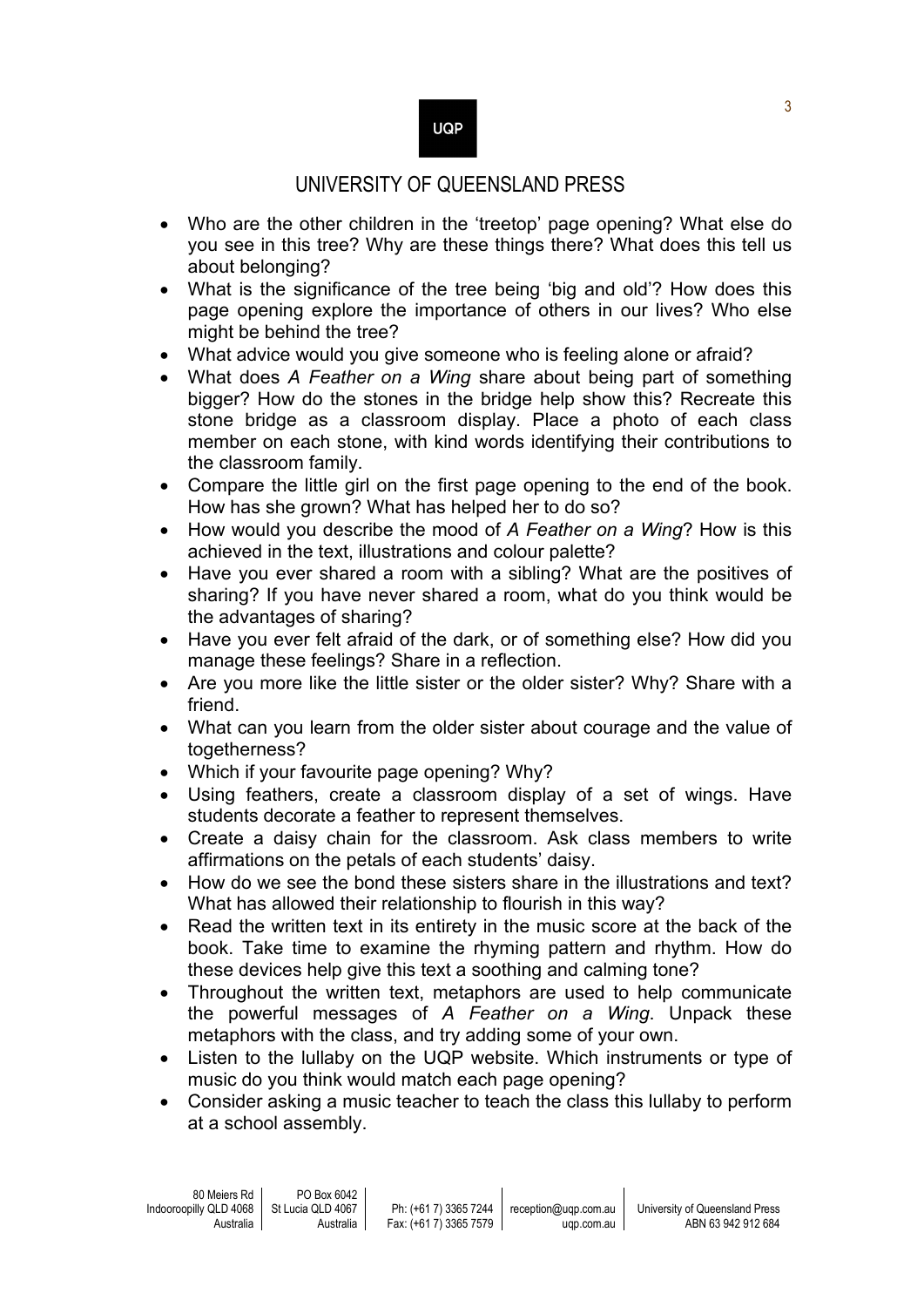- Who are the other children in the 'treetop' page opening? What else do you see in this tree? Why are these things there? What does this tell us about belonging?
- What is the significance of the tree being 'big and old'? How does this page opening explore the importance of others in our lives? Who else might be behind the tree?
- What advice would you give someone who is feeling alone or afraid?
- What does *A Feather on a Wing* share about being part of something bigger? How do the stones in the bridge help show this? Recreate this stone bridge as a classroom display. Place a photo of each class member on each stone, with kind words identifying their contributions to the classroom family.
- Compare the little girl on the first page opening to the end of the book. How has she grown? What has helped her to do so?
- How would you describe the mood of *A Feather on a Wing*? How is this achieved in the text, illustrations and colour palette?
- Have you ever shared a room with a sibling? What are the positives of sharing? If you have never shared a room, what do you think would be the advantages of sharing?
- Have you ever felt afraid of the dark, or of something else? How did you manage these feelings? Share in a reflection.
- Are you more like the little sister or the older sister? Why? Share with a friend.
- What can you learn from the older sister about courage and the value of togetherness?
- Which if your favourite page opening? Why?
- Using feathers, create a classroom display of a set of wings. Have students decorate a feather to represent themselves.
- Create a daisy chain for the classroom. Ask class members to write affirmations on the petals of each students' daisy.
- How do we see the bond these sisters share in the illustrations and text? What has allowed their relationship to flourish in this way?
- Read the written text in its entirety in the music score at the back of the book. Take time to examine the rhyming pattern and rhythm. How do these devices help give this text a soothing and calming tone?
- Throughout the written text, metaphors are used to help communicate the powerful messages of *A Feather on a Wing*. Unpack these metaphors with the class, and try adding some of your own.
- Listen to the lullaby on the UQP website. Which instruments or type of music do you think would match each page opening?
- Consider asking a music teacher to teach the class this lullaby to perform at a school assembly.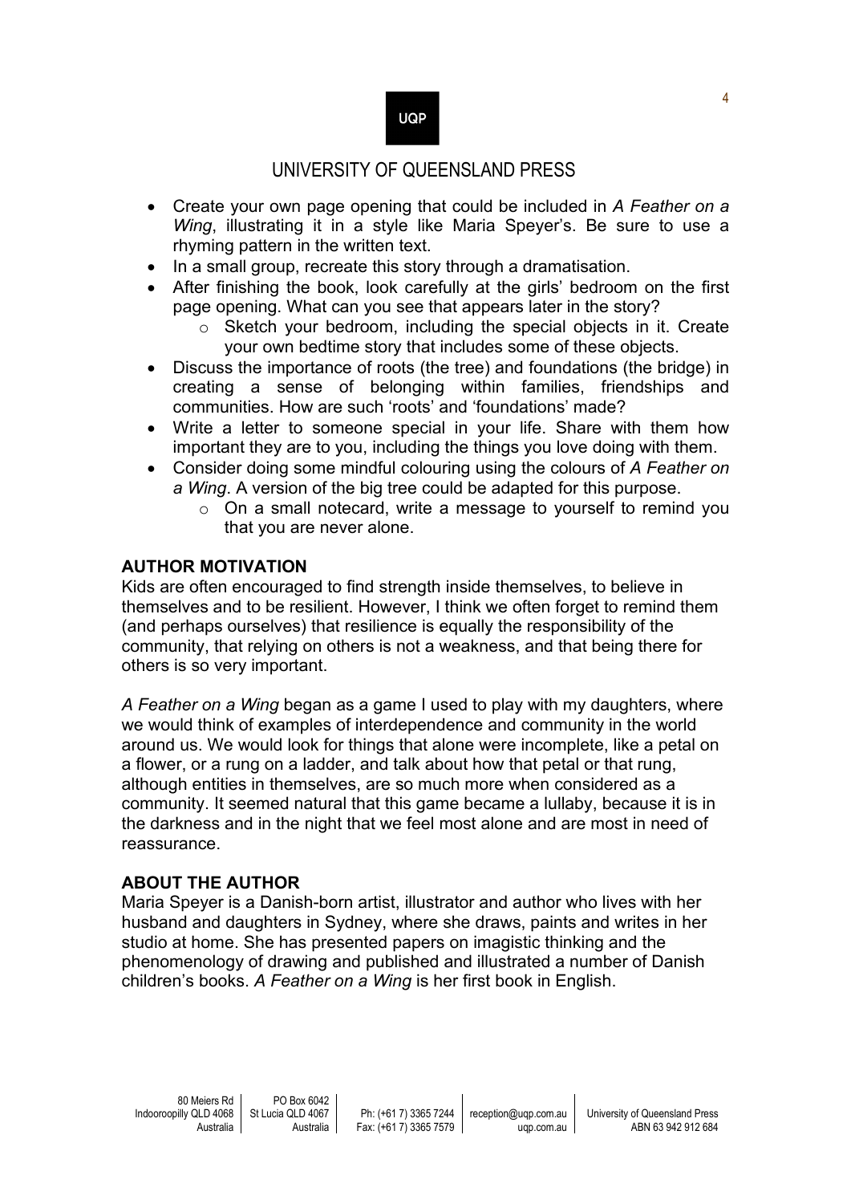- Create your own page opening that could be included in *A Feather on a Wing*, illustrating it in a style like Maria Speyer's. Be sure to use a rhyming pattern in the written text.
- In a small group, recreate this story through a dramatisation.
- After finishing the book, look carefully at the girls' bedroom on the first page opening. What can you see that appears later in the story?
  - Sketch your bedroom, including the special objects in it. Create your own bedtime story that includes some of these objects.
- Discuss the importance of roots (the tree) and foundations (the bridge) in creating a sense of belonging within families, friendships and communities. How are such 'roots' and 'foundations' made?
- Write a letter to someone special in your life. Share with them how important they are to you, including the things you love doing with them.
- Consider doing some mindful colouring using the colours of *A Feather on a Wing*. A version of the big tree could be adapted for this purpose.
  - On a small notecard, write a message to yourself to remind you that you are never alone.

## AUTHOR MOTIVATION

Kids are often encouraged to find strength inside themselves, to believe in themselves and to be resilient. However, I think we often forget to remind them (and perhaps ourselves) that resilience is equally the responsibility of the community, that relying on others is not a weakness, and that being there for others is so very important.

*A Feather on a Wing* began as a game I used to play with my daughters, where we would think of examples of interdependence and community in the world around us. We would look for things that alone were incomplete, like a petal on a flower, or a rung on a ladder, and talk about how that petal or that rung, although entities in themselves, are so much more when considered as a community. It seemed natural that this game became a lullaby, because it is in the darkness and in the night that we feel most alone and are most in need of reassurance.

## ABOUT THE AUTHOR

Maria Speyer is a Danish-born artist, illustrator and author who lives with her husband and daughters in Sydney, where she draws, paints and writes in her studio at home. She has presented papers on imagistic thinking and the phenomenology of drawing and published and illustrated a number of Danish children's books. *A Feather on a Wing* is her first book in English.